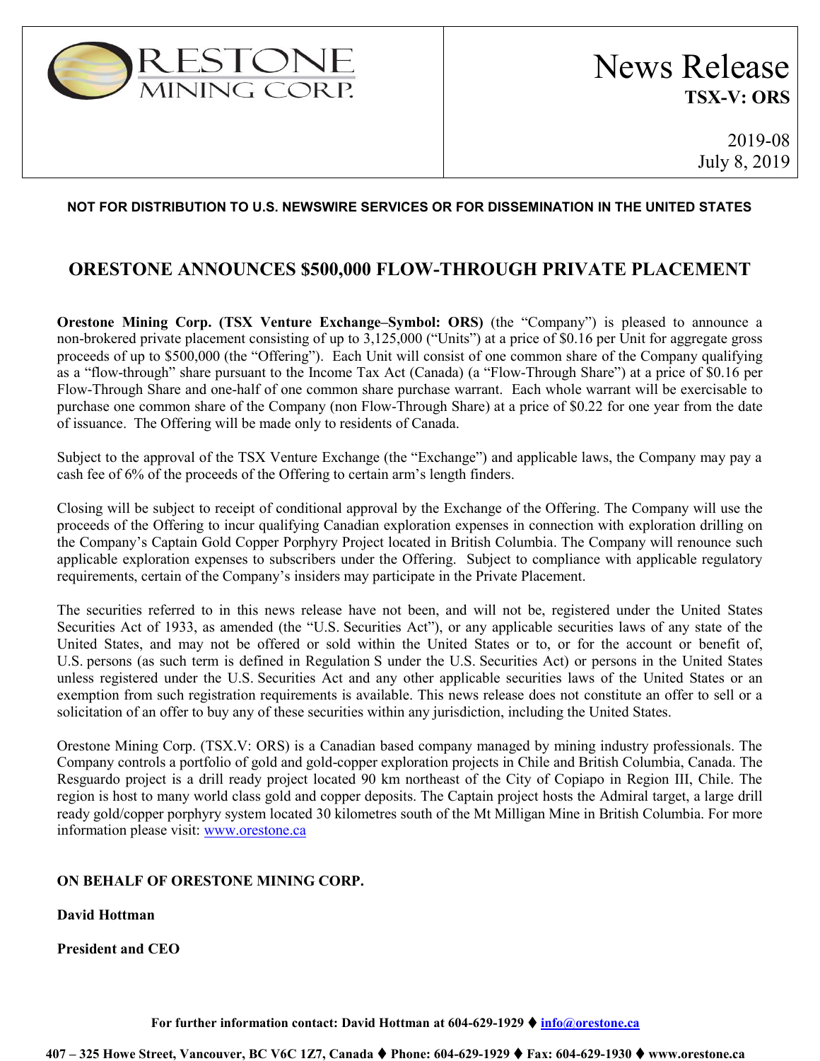**ORESTONE MINING CORP.**

# News Release

**TSX-V: ORS**

2019-08
July 8, 2019

**NOT FOR DISTRIBUTION TO U.S. NEWSWIRE SERVICES OR FOR DISSEMINATION IN THE UNITED STATES**

## ORESTONE ANNOUNCES $500,000 FLOW-THROUGH PRIVATE PLACEMENT

**Orestone Mining Corp. (TSX Venture Exchange–Symbol: ORS)** (the "Company") is pleased to announce a non-brokered private placement consisting of up to 3,125,000 ("Units") at a price of $0.16 per Unit for aggregate gross proceeds of up to $500,000 (the "Offering"). Each Unit will consist of one common share of the Company qualifying as a "flow-through" share pursuant to the Income Tax Act (Canada) (a "Flow-Through Share") at a price of $0.16 per Flow-Through Share and one-half of one common share purchase warrant. Each whole warrant will be exercisable to purchase one common share of the Company (non Flow-Through Share) at a price of $0.22 for one year from the date of issuance. The Offering will be made only to residents of Canada.

Subject to the approval of the TSX Venture Exchange (the "Exchange") and applicable laws, the Company may pay a cash fee of 6% of the proceeds of the Offering to certain arm's length finders.

Closing will be subject to receipt of conditional approval by the Exchange of the Offering. The Company will use the proceeds of the Offering to incur qualifying Canadian exploration expenses in connection with exploration drilling on the Company's Captain Gold Copper Porphyry Project located in British Columbia. The Company will renounce such applicable exploration expenses to subscribers under the Offering. Subject to compliance with applicable regulatory requirements, certain of the Company's insiders may participate in the Private Placement.

The securities referred to in this news release have not been, and will not be, registered under the United States Securities Act of 1933, as amended (the "U.S. Securities Act"), or any applicable securities laws of any state of the United States, and may not be offered or sold within the United States or to, or for the account or benefit of, U.S. persons (as such term is defined in Regulation S under the U.S. Securities Act) or persons in the United States unless registered under the U.S. Securities Act and any other applicable securities laws of the United States or an exemption from such registration requirements is available. This news release does not constitute an offer to sell or a solicitation of an offer to buy any of these securities within any jurisdiction, including the United States.

Orestone Mining Corp. (TSX.V: ORS) is a Canadian based company managed by mining industry professionals. The Company controls a portfolio of gold and gold-copper exploration projects in Chile and British Columbia, Canada. The Resguardo project is a drill ready project located 90 km northeast of the City of Copiapo in Region III, Chile. The region is host to many world class gold and copper deposits. The Captain project hosts the Admiral target, a large drill ready gold/copper porphyry system located 30 kilometres south of the Mt Milligan Mine in British Columbia. For more information please visit: [www.orestone.ca](www.orestone.ca)

**ON BEHALF OF ORESTONE MINING CORP.**

**David Hottman**

**President and CEO**

**For further information contact: David Hottman at 604-629-1929 ♦ [info@orestone.ca](mailto:info@orestone.ca)**

**407 – 325 Howe Street, Vancouver, BC V6C 1Z7, Canada ♦ Phone: 604-629-1929 ♦ Fax: 604-629-1930 ♦ www.orestone.ca**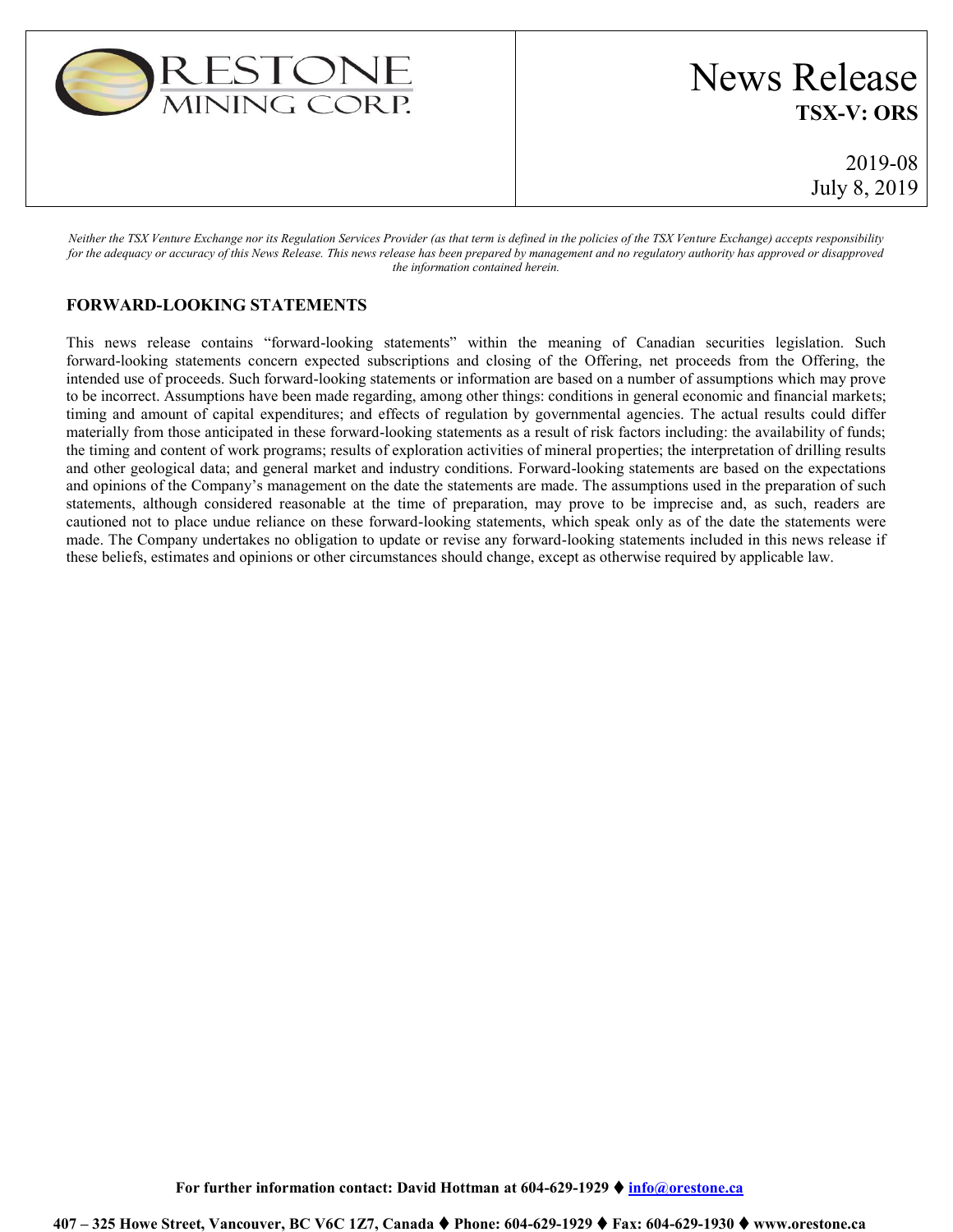# Orestone Mining Corp.

# News Release

**TSX-V: ORS**

2019-08

July 8, 2019

*Neither the TSX Venture Exchange nor its Regulation Services Provider (as that term is defined in the policies of the TSX Venture Exchange) accepts responsibility for the adequacy or accuracy of this News Release. This news release has been prepared by management and no regulatory authority has approved or disapproved the information contained herein.*

## FORWARD-LOOKING STATEMENTS

This news release contains "forward-looking statements" within the meaning of Canadian securities legislation. Such forward-looking statements concern expected subscriptions and closing of the Offering, net proceeds from the Offering, the intended use of proceeds. Such forward-looking statements or information are based on a number of assumptions which may prove to be incorrect. Assumptions have been made regarding, among other things: conditions in general economic and financial markets; timing and amount of capital expenditures; and effects of regulation by governmental agencies. The actual results could differ materially from those anticipated in these forward-looking statements as a result of risk factors including: the availability of funds; the timing and content of work programs; results of exploration activities of mineral properties; the interpretation of drilling results and other geological data; and general market and industry conditions. Forward-looking statements are based on the expectations and opinions of the Company's management on the date the statements are made. The assumptions used in the preparation of such statements, although considered reasonable at the time of preparation, may prove to be imprecise and, as such, readers are cautioned not to place undue reliance on these forward-looking statements, which speak only as of the date the statements were made. The Company undertakes no obligation to update or revise any forward-looking statements included in this news release if these beliefs, estimates and opinions or other circumstances should change, except as otherwise required by applicable law.

**For further information contact: David Hottman at 604-629-1929 ♦ info@orestone.ca**

**407 – 325 Howe Street, Vancouver, BC V6C 1Z7, Canada ♦ Phone: 604-629-1929 ♦ Fax: 604-629-1930 ♦ www.orestone.ca**